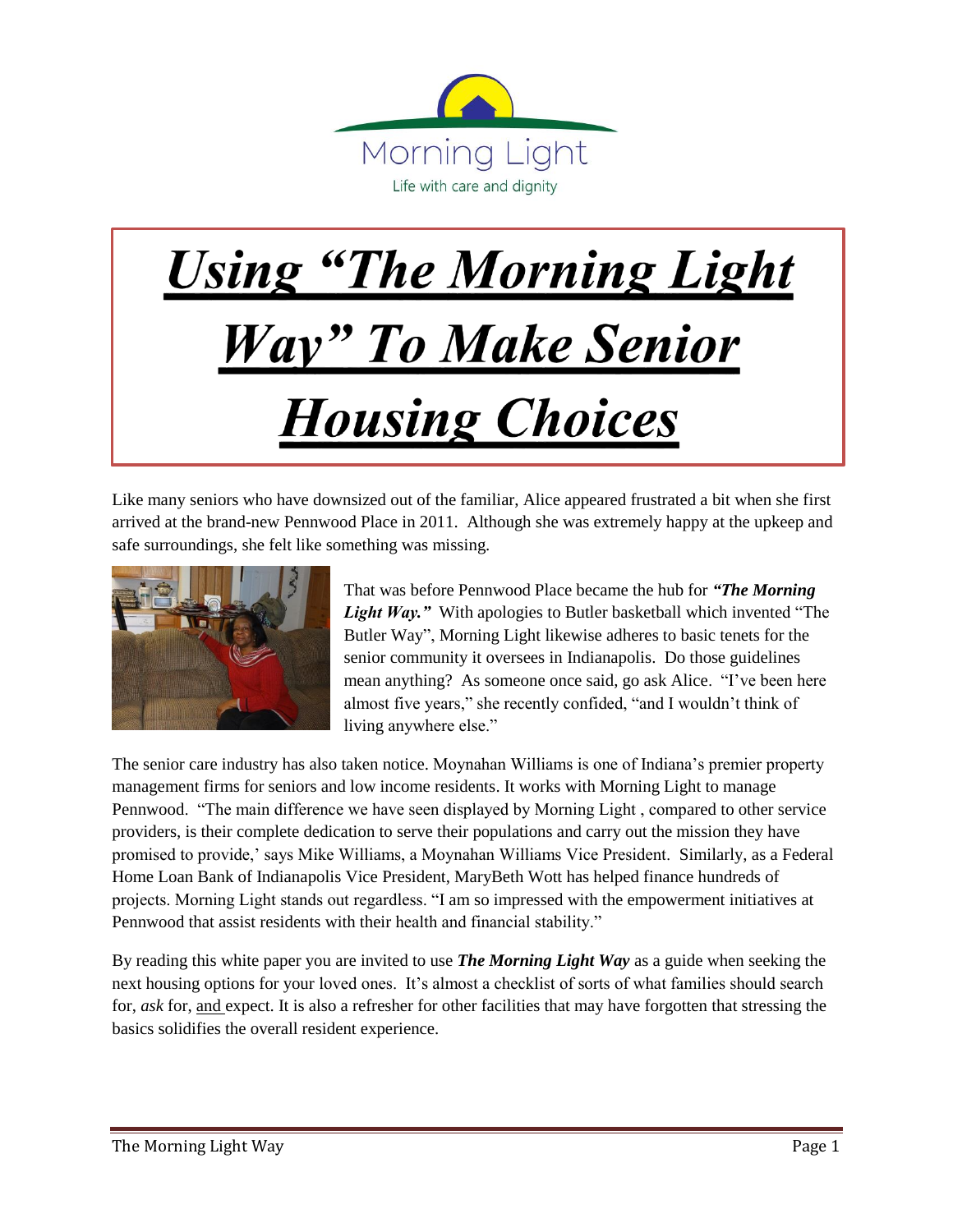Morning Light

Life with care and dignity

# *Using "The Morning Light Way" To Make Senior Housing Choices*

Like many seniors who have downsized out of the familiar, Alice appeared frustrated a bit when she first arrived at the brand-new Pennwood Place in 2011. Although she was extremely happy at the upkeep and safe surroundings, she felt like something was missing.

That was before Pennwood Place became the hub for ***"The Morning Light Way."*** With apologies to Butler basketball which invented "The Butler Way", Morning Light likewise adheres to basic tenets for the senior community it oversees in Indianapolis. Do those guidelines mean anything? As someone once said, go ask Alice. "I've been here almost five years," she recently confided, "and I wouldn't think of living anywhere else."

The senior care industry has also taken notice. Moynahan Williams is one of Indiana's premier property management firms for seniors and low income residents. It works with Morning Light to manage Pennwood. "The main difference we have seen displayed by Morning Light , compared to other service providers, is their complete dedication to serve their populations and carry out the mission they have promised to provide,' says Mike Williams, a Moynahan Williams Vice President. Similarly, as a Federal Home Loan Bank of Indianapolis Vice President, MaryBeth Wott has helped finance hundreds of projects. Morning Light stands out regardless. "I am so impressed with the empowerment initiatives at Pennwood that assist residents with their health and financial stability."

By reading this white paper you are invited to use ***The Morning Light Way*** as a guide when seeking the next housing options for your loved ones. It's almost a checklist of sorts of what families should search for, *ask* for, and expect. It is also a refresher for other facilities that may have forgotten that stressing the basics solidifies the overall resident experience.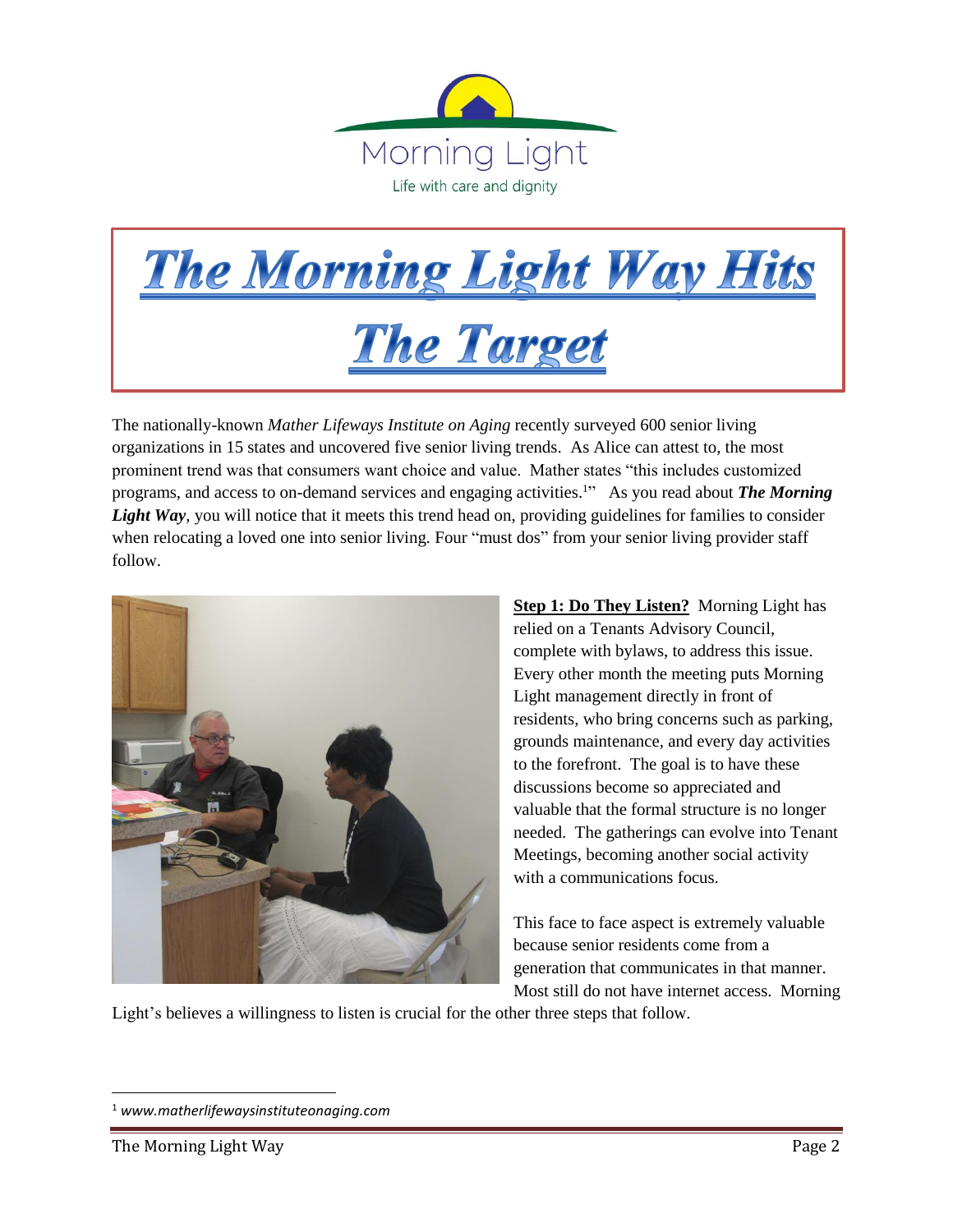Morning Light

Life with care and dignity

# *The Morning Light Way Hits The Target*

The nationally-known *Mather Lifeways Institute on Aging* recently surveyed 600 senior living organizations in 15 states and uncovered five senior living trends. As Alice can attest to, the most prominent trend was that consumers want choice and value. Mather states "this includes customized programs, and access to on-demand services and engaging activities.[1]" As you read about ***The Morning Light Way***, you will notice that it meets this trend head on, providing guidelines for families to consider when relocating a loved one into senior living. Four "must dos" from your senior living provider staff follow.

**Step 1: Do They Listen?** Morning Light has relied on a Tenants Advisory Council, complete with bylaws, to address this issue. Every other month the meeting puts Morning Light management directly in front of residents, who bring concerns such as parking, grounds maintenance, and every day activities to the forefront. The goal is to have these discussions become so appreciated and valuable that the formal structure is no longer needed. The gatherings can evolve into Tenant Meetings, becoming another social activity with a communications focus.

This face to face aspect is extremely valuable because senior residents come from a generation that communicates in that manner. Most still do not have internet access. Morning Light's believes a willingness to listen is crucial for the other three steps that follow.

[1] *www.matherlifewaysinstituteonaging.com*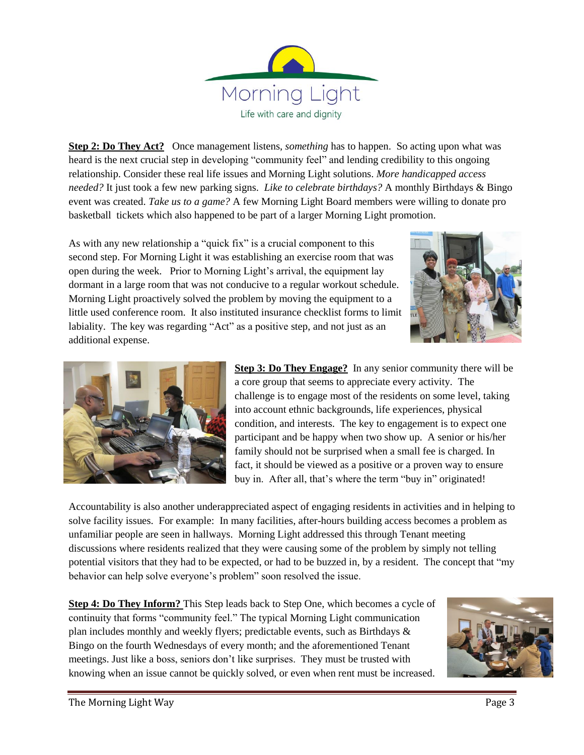Morning Light

Life with care and dignity

**Step 2: Do They Act?** Once management listens, *something* has to happen. So acting upon what was heard is the next crucial step in developing "community feel" and lending credibility to this ongoing relationship. Consider these real life issues and Morning Light solutions. *More handicapped access needed?* It just took a few new parking signs. *Like to celebrate birthdays?* A monthly Birthdays & Bingo event was created. *Take us to a game?* A few Morning Light Board members were willing to donate pro basketball tickets which also happened to be part of a larger Morning Light promotion.

As with any new relationship a "quick fix" is a crucial component to this second step. For Morning Light it was establishing an exercise room that was open during the week. Prior to Morning Light's arrival, the equipment lay dormant in a large room that was not conducive to a regular workout schedule. Morning Light proactively solved the problem by moving the equipment to a little used conference room. It also instituted insurance checklist forms to limit labiality. The key was regarding "Act" as a positive step, and not just as an additional expense.

**Step 3: Do They Engage?** In any senior community there will be a core group that seems to appreciate every activity. The challenge is to engage most of the residents on some level, taking into account ethnic backgrounds, life experiences, physical condition, and interests. The key to engagement is to expect one participant and be happy when two show up. A senior or his/her family should not be surprised when a small fee is charged. In fact, it should be viewed as a positive or a proven way to ensure buy in. After all, that's where the term "buy in" originated!

Accountability is also another underappreciated aspect of engaging residents in activities and in helping to solve facility issues. For example: In many facilities, after-hours building access becomes a problem as unfamiliar people are seen in hallways. Morning Light addressed this through Tenant meeting discussions where residents realized that they were causing some of the problem by simply not telling potential visitors that they had to be expected, or had to be buzzed in, by a resident. The concept that "my behavior can help solve everyone's problem" soon resolved the issue.

**Step 4: Do They Inform?** This Step leads back to Step One, which becomes a cycle of continuity that forms "community feel." The typical Morning Light communication plan includes monthly and weekly flyers; predictable events, such as Birthdays & Bingo on the fourth Wednesdays of every month; and the aforementioned Tenant meetings. Just like a boss, seniors don't like surprises. They must be trusted with knowing when an issue cannot be quickly solved, or even when rent must be increased.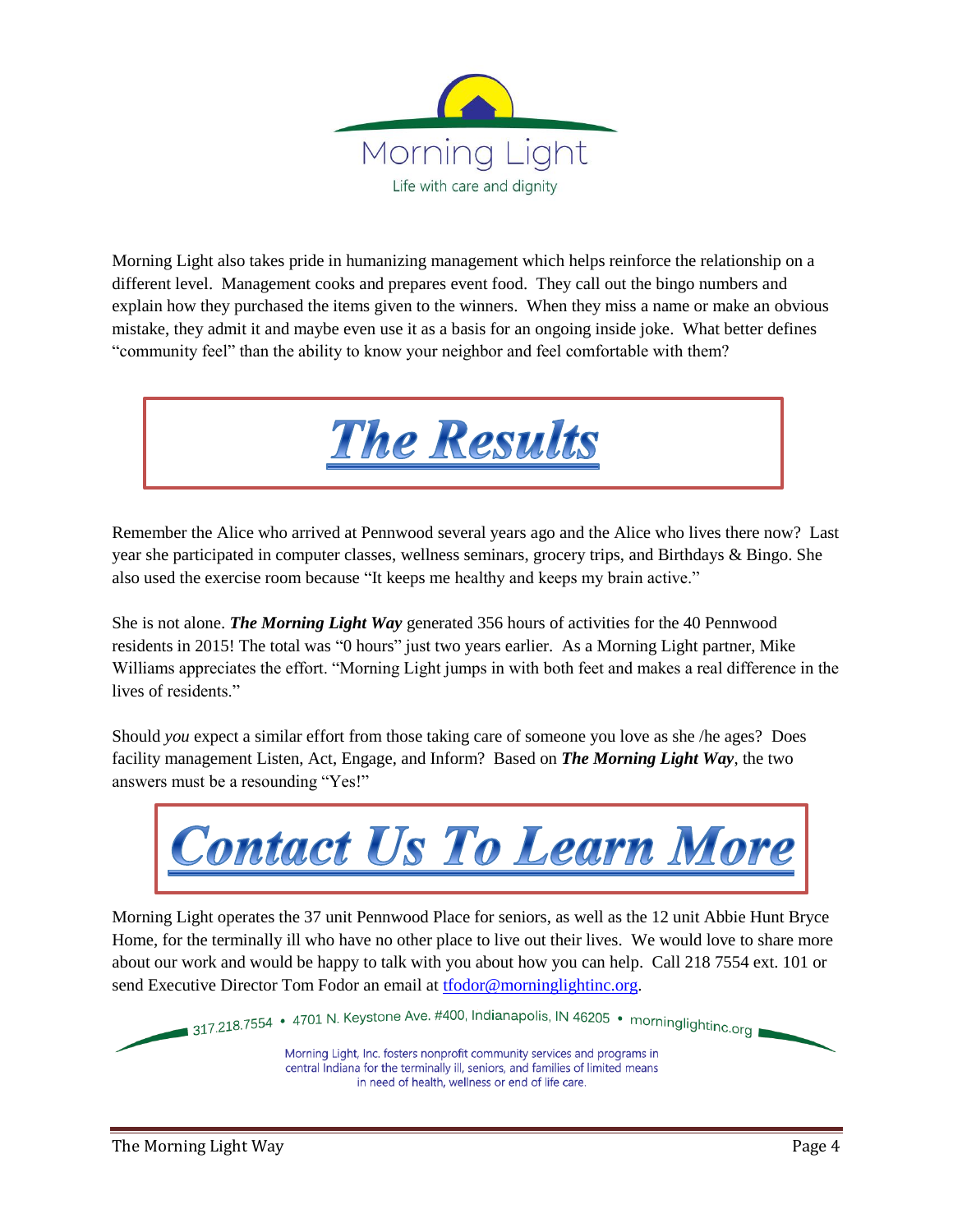Morning Light

Life with care and dignity

Morning Light also takes pride in humanizing management which helps reinforce the relationship on a different level. Management cooks and prepares event food. They call out the bingo numbers and explain how they purchased the items given to the winners. When they miss a name or make an obvious mistake, they admit it and maybe even use it as a basis for an ongoing inside joke. What better defines "community feel" than the ability to know your neighbor and feel comfortable with them?

# The Results

Remember the Alice who arrived at Pennwood several years ago and the Alice who lives there now? Last year she participated in computer classes, wellness seminars, grocery trips, and Birthdays & Bingo. She also used the exercise room because "It keeps me healthy and keeps my brain active."

She is not alone. ***The Morning Light Way*** generated 356 hours of activities for the 40 Pennwood residents in 2015! The total was "0 hours" just two years earlier. As a Morning Light partner, Mike Williams appreciates the effort. "Morning Light jumps in with both feet and makes a real difference in the lives of residents."

Should *you* expect a similar effort from those taking care of someone you love as she /he ages? Does facility management Listen, Act, Engage, and Inform? Based on ***The Morning Light Way***, the two answers must be a resounding "Yes!"

# Contact Us To Learn More

Morning Light operates the 37 unit Pennwood Place for seniors, as well as the 12 unit Abbie Hunt Bryce Home, for the terminally ill who have no other place to live out their lives. We would love to share more about our work and would be happy to talk with you about how you can help. Call 218 7554 ext. 101 or send Executive Director Tom Fodor an email at tfodor@morninglightinc.org.

317.218.7554 • 4701 N. Keystone Ave. #400, Indianapolis, IN 46205 • morninglightinc.org

Morning Light, Inc. fosters nonprofit community services and programs in central Indiana for the terminally ill, seniors, and families of limited means in need of health, wellness or end of life care.